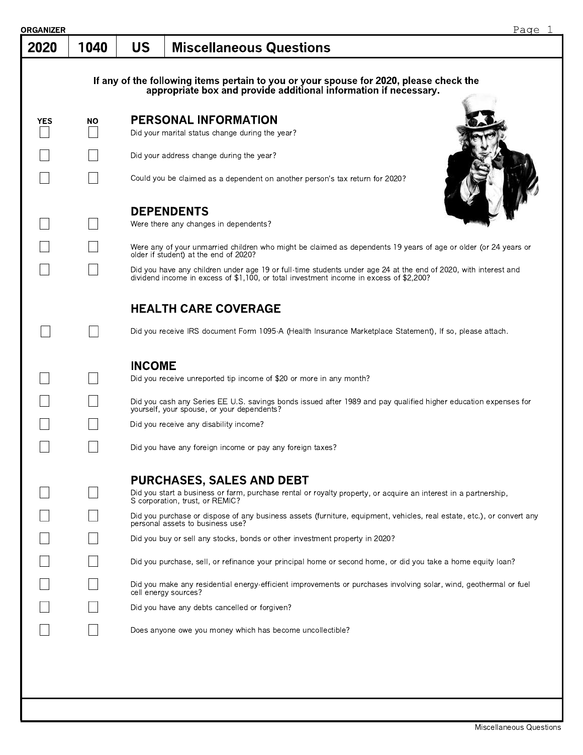ORGANIZER

# 2020 | 1040 | US | Miscellaneous Questions

**If any of the following items pertain to you or your spouse for 2020, please check the appropriate box and provide additional information if necessary.**

| YES | NO | |
|---|---|---|
| | | **PERSONAL INFORMATION** |
| ☐ | ☐ | Did your marital status change during the year? |
| ☐ | ☐ | Did your address change during the year? |
| ☐ | ☐ | Could you be claimed as a dependent on another person's tax return for 2020? |
| | | **DEPENDENTS** |
| ☐ | ☐ | Were there any changes in dependents? |
| ☐ | ☐ | Were any of your unmarried children who might be claimed as dependents 19 years of age or older (or 24 years or older if student) at the end of 2020? |
| ☐ | ☐ | Did you have any children under age 19 or full-time students under age 24 at the end of 2020, with interest and dividend income in excess of $1,100, or total investment income in excess of $2,200? |
| | | **HEALTH CARE COVERAGE** |
| ☐ | ☐ | Did you receive IRS document Form 1095-A (Health Insurance Marketplace Statement), If so, please attach. |
| | | **INCOME** |
| ☐ | ☐ | Did you receive unreported tip income of $20 or more in any month? |
| ☐ | ☐ | Did you cash any Series EE U.S. savings bonds issued after 1989 and pay qualified higher education expenses for yourself, your spouse, or your dependents? |
| ☐ | ☐ | Did you receive any disability income? |
| ☐ | ☐ | Did you have any foreign income or pay any foreign taxes? |
| | | **PURCHASES, SALES AND DEBT** |
| ☐ | ☐ | Did you start a business or farm, purchase rental or royalty property, or acquire an interest in a partnership, S corporation, trust, or REMIC? |
| ☐ | ☐ | Did you purchase or dispose of any business assets (furniture, equipment, vehicles, real estate, etc.), or convert any personal assets to business use? |
| ☐ | ☐ | Did you buy or sell any stocks, bonds or other investment property in 2020? |
| ☐ | ☐ | Did you purchase, sell, or refinance your principal home or second home, or did you take a home equity loan? |
| ☐ | ☐ | Did you make any residential energy-efficient improvements or purchases involving solar, wind, geothermal or fuel cell energy sources? |
| ☐ | ☐ | Did you have any debts cancelled or forgiven? |
| ☐ | ☐ | Does anyone owe you money which has become uncollectible? |

Miscellaneous Questions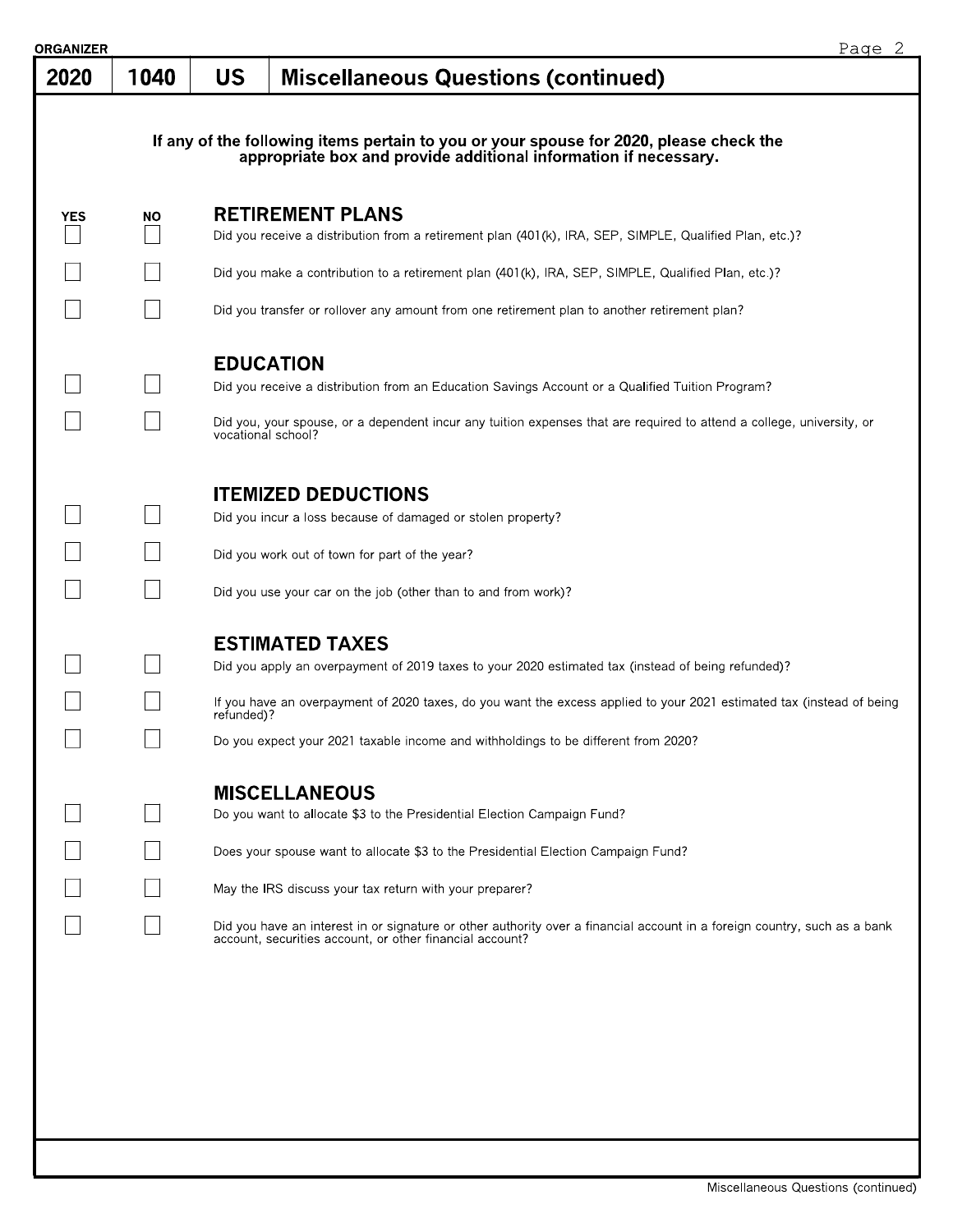**ORGANIZER**

# 2020 | 1040 | US | Miscellaneous Questions (continued)

**If any of the following items pertain to you or your spouse for 2020, please check the appropriate box and provide additional information if necessary.**

## RETIREMENT PLANS

| YES | NO | |
|---|---|---|
| ☐ | ☐ | Did you receive a distribution from a retirement plan (401(k), IRA, SEP, SIMPLE, Qualified Plan, etc.)? |
| ☐ | ☐ | Did you make a contribution to a retirement plan (401(k), IRA, SEP, SIMPLE, Qualified Plan, etc.)? |
| ☐ | ☐ | Did you transfer or rollover any amount from one retirement plan to another retirement plan? |

## EDUCATION

| YES | NO | |
|---|---|---|
| ☐ | ☐ | Did you receive a distribution from an Education Savings Account or a Qualified Tuition Program? |
| ☐ | ☐ | Did you, your spouse, or a dependent incur any tuition expenses that are required to attend a college, university, or vocational school? |

## ITEMIZED DEDUCTIONS

| YES | NO | |
|---|---|---|
| ☐ | ☐ | Did you incur a loss because of damaged or stolen property? |
| ☐ | ☐ | Did you work out of town for part of the year? |
| ☐ | ☐ | Did you use your car on the job (other than to and from work)? |

## ESTIMATED TAXES

| YES | NO | |
|---|---|---|
| ☐ | ☐ | Did you apply an overpayment of 2019 taxes to your 2020 estimated tax (instead of being refunded)? |
| ☐ | ☐ | If you have an overpayment of 2020 taxes, do you want the excess applied to your 2021 estimated tax (instead of being refunded)? |
| ☐ | ☐ | Do you expect your 2021 taxable income and withholdings to be different from 2020? |

## MISCELLANEOUS

| YES | NO | |
|---|---|---|
| ☐ | ☐ | Do you want to allocate $3 to the Presidential Election Campaign Fund? |
| ☐ | ☐ | Does your spouse want to allocate $3 to the Presidential Election Campaign Fund? |
| ☐ | ☐ | May the IRS discuss your tax return with your preparer? |
| ☐ | ☐ | Did you have an interest in or signature or other authority over a financial account in a foreign country, such as a bank account, securities account, or other financial account? |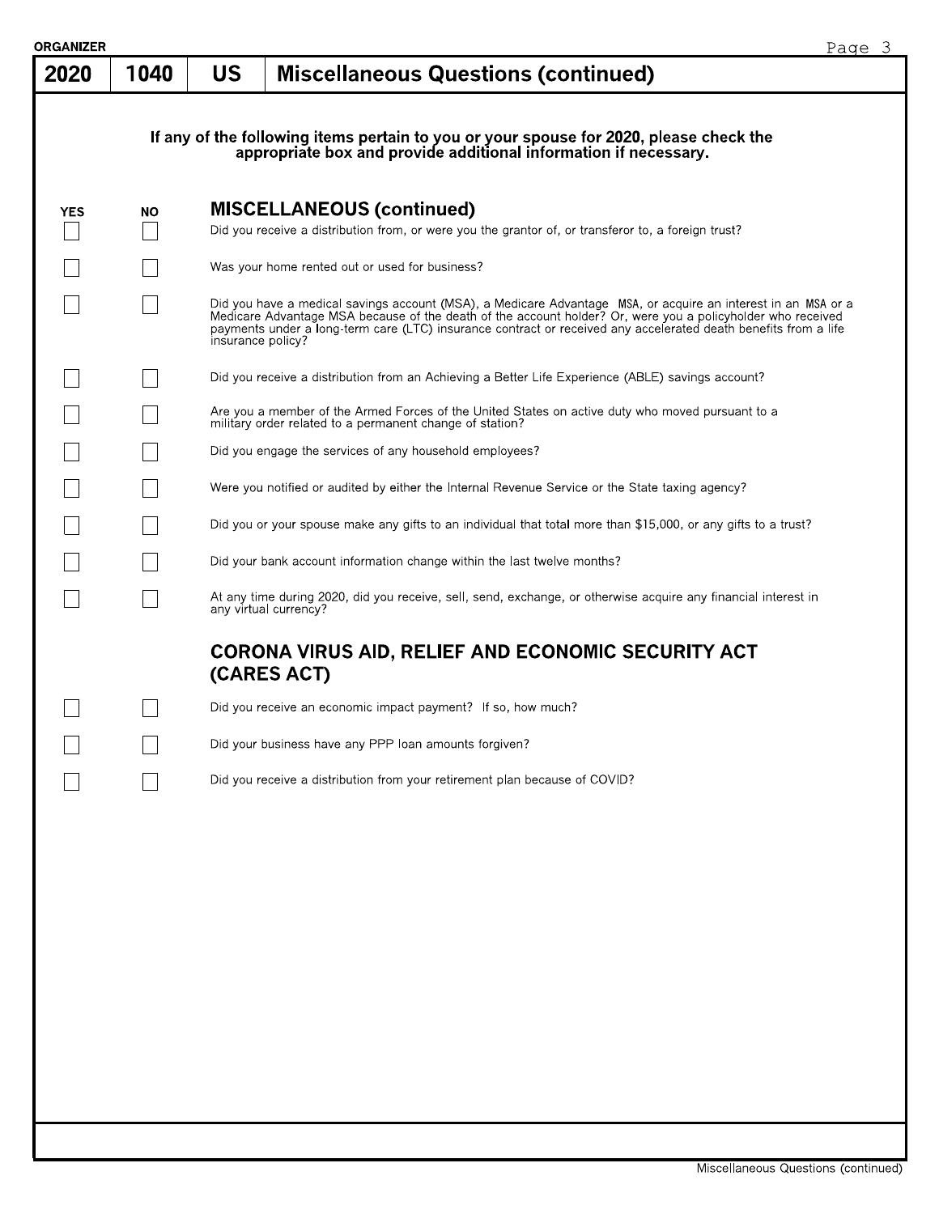**ORGANIZER**

# 2020 | 1040 | US | Miscellaneous Questions (continued)

**If any of the following items pertain to you or your spouse for 2020, please check the appropriate box and provide additional information if necessary.**

## MISCELLANEOUS (continued)

| YES | NO | |
|---|---|---|
| ☐ | ☐ | Did you receive a distribution from, or were you the grantor of, or transferor to, a foreign trust? |
| ☐ | ☐ | Was your home rented out or used for business? |
| ☐ | ☐ | Did you have a medical savings account (MSA), a Medicare Advantage MSA, or acquire an interest in an MSA or a Medicare Advantage MSA because of the death of the account holder? Or, were you a policyholder who received payments under a long-term care (LTC) insurance contract or received any accelerated death benefits from a life insurance policy? |
| ☐ | ☐ | Did you receive a distribution from an Achieving a Better Life Experience (ABLE) savings account? |
| ☐ | ☐ | Are you a member of the Armed Forces of the United States on active duty who moved pursuant to a military order related to a permanent change of station? |
| ☐ | ☐ | Did you engage the services of any household employees? |
| ☐ | ☐ | Were you notified or audited by either the Internal Revenue Service or the State taxing agency? |
| ☐ | ☐ | Did you or your spouse make any gifts to an individual that total more than $15,000, or any gifts to a trust? |
| ☐ | ☐ | Did your bank account information change within the last twelve months? |
| ☐ | ☐ | At any time during 2020, did you receive, sell, send, exchange, or otherwise acquire any financial interest in any virtual currency? |

## CORONA VIRUS AID, RELIEF AND ECONOMIC SECURITY ACT (CARES ACT)

| YES | NO | |
|---|---|---|
| ☐ | ☐ | Did you receive an economic impact payment? If so, how much? |
| ☐ | ☐ | Did your business have any PPP loan amounts forgiven? |
| ☐ | ☐ | Did you receive a distribution from your retirement plan because of COVID? |

Miscellaneous Questions (continued)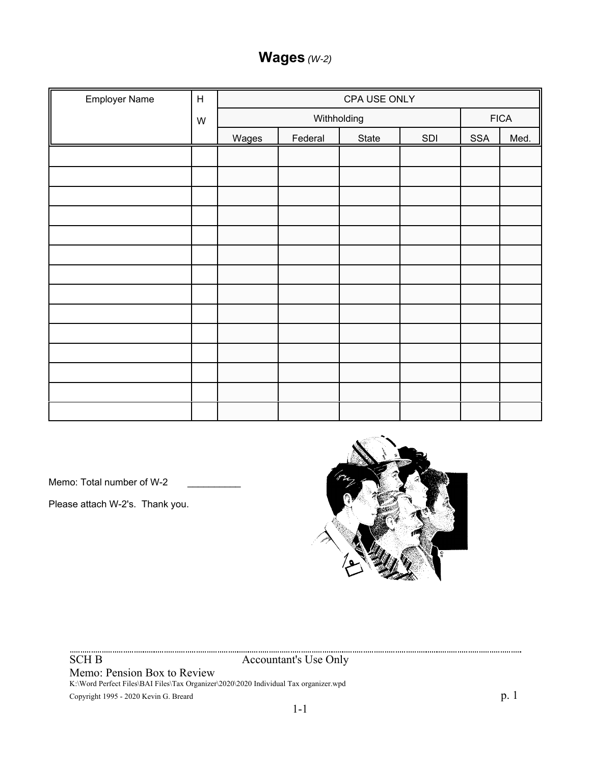# **Wages** *(W-2)*

| Employer Name | H W | CPA USE ONLY | | | | | |
|---|---|---|---|---|---|---|---|
| | | Withholding | | | | FICA | |
| | | Wages | Federal | State | SDI | SSA | Med. |
| | | | | | | | |
| | | | | | | | |
| | | | | | | | |
| | | | | | | | |
| | | | | | | | |
| | | | | | | | |
| | | | | | | | |
| | | | | | | | |
| | | | | | | | |
| | | | | | | | |
| | | | | | | | |
| | | | | | | | |
| | | | | | | | |
| | | | | | | | |

Memo: Total number of W-2 __________

Please attach W-2's. Thank you.

---

SCH B Accountant's Use Only

Memo: Pension Box to Review

K:\Word Perfect Files\BAI Files\Tax Organizer\2020\2020 Individual Tax organizer.wpd

Copyright 1995 - 2020 Kevin G. Breard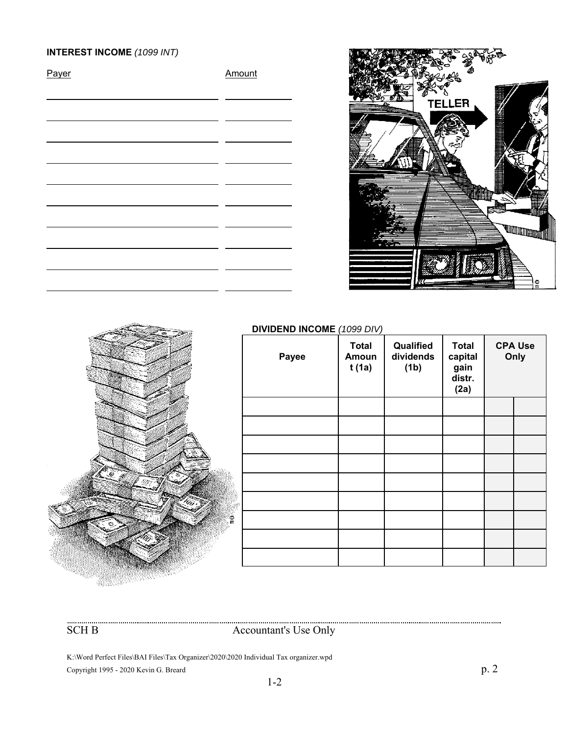**INTEREST INCOME** *(1099 INT)*

| Payer | Amount |
| --- | --- |
| | |
| | |
| | |
| | |
| | |
| | |
| | |
| | |
| | |
| | |

**DIVIDEND INCOME** *(1099 DIV)*

| Payee | Total Amount (1a) | Qualified dividends (1b) | Total capital gain distr. (2a) | CPA Use Only | |
| --- | --- | --- | --- | --- | --- |
| | | | | | |
| | | | | | |
| | | | | | |
| | | | | | |
| | | | | | |
| | | | | | |
| | | | | | |
| | | | | | |
| | | | | | |

SCH B Accountant's Use Only

K:\Word Perfect Files\BAI Files\Tax Organizer\2020\2020 Individual Tax organizer.wpd

Copyright 1995 - 2020 Kevin G. Breard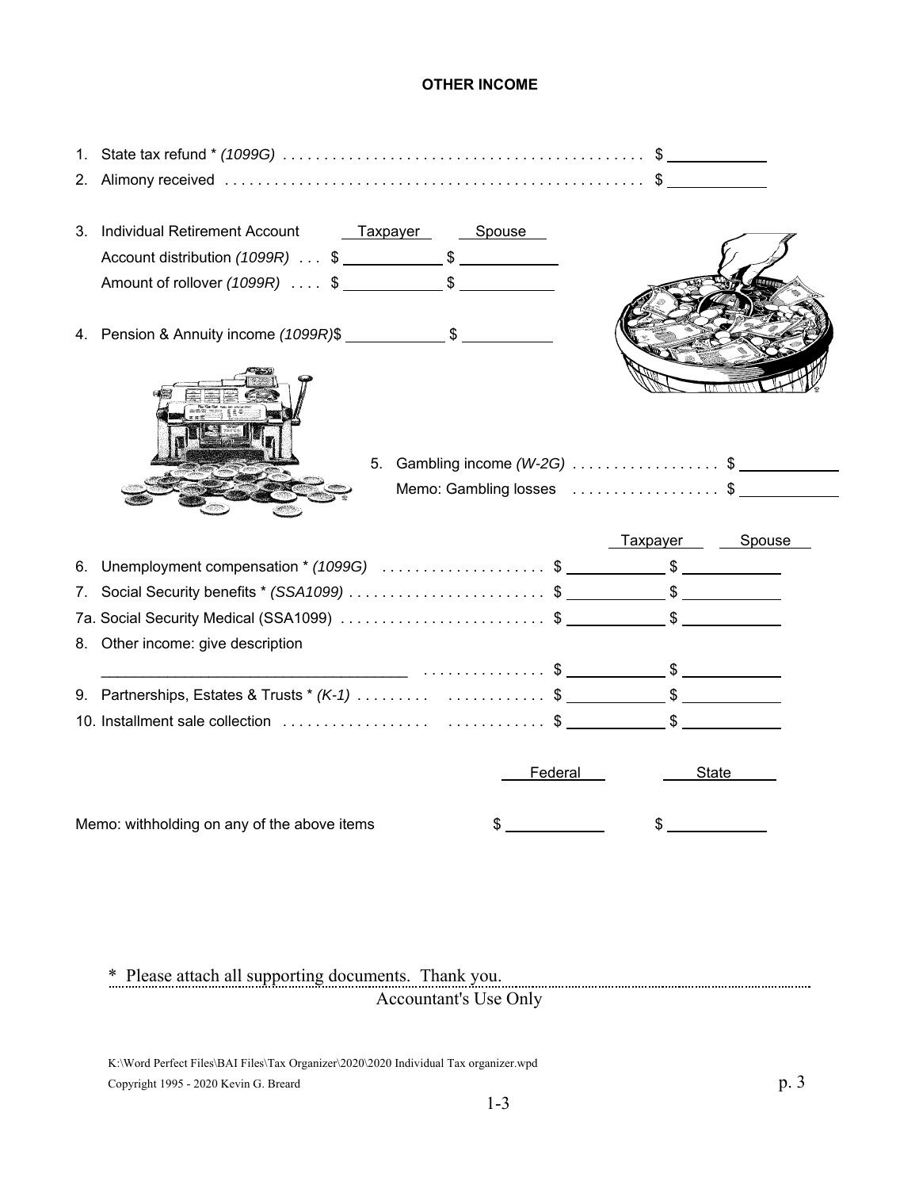# OTHER INCOME

1. State tax refund * *(1099G)* . . . . . . . . . . . . . . . . . . . . . . . . . . . . . . . . . . . . . . . . . . . $ ____________
2. Alimony received . . . . . . . . . . . . . . . . . . . . . . . . . . . . . . . . . . . . . . . . . . . . . . . . . $ ____________

| 3. Individual Retirement Account | Taxpayer | Spouse |
|---|---|---|
| Account distribution *(1099R)* . . . | $ ____________ | $ ____________ |
| Amount of rollover *(1099R)* . . . . | $ ____________ | $ ____________ |
| 4. Pension & Annuity income *(1099R)* | $ ____________ | $ ____________ |

5. Gambling income *(W-2G)* . . . . . . . . . . . . . . . . . $ ____________
   Memo: Gambling losses . . . . . . . . . . . . . . . . . . $ ____________

| | Taxpayer | Spouse |
|---|---|---|
| 6. Unemployment compensation * *(1099G)* . . . . . . . . . . . . . . . . . . . | $ ____________ | $ ____________ |
| 7. Social Security benefits * *(SSA1099)* . . . . . . . . . . . . . . . . . . . . . . . | $ ____________ | $ ____________ |
| 7a. Social Security Medical (SSA1099) . . . . . . . . . . . . . . . . . . . . . . . . | $ ____________ | $ ____________ |
| 8. Other income: give description | | |
| ____________________________________ . . . . . . . . . . . . . . | $ ____________ | $ ____________ |
| 9. Partnerships, Estates & Trusts * *(K-1)* . . . . . . . . . . . . . . . . . . . . . | $ ____________ | $ ____________ |
| 10. Installment sale collection . . . . . . . . . . . . . . . . . . . . . . . . . . . . . | $ ____________ | $ ____________ |

| | Federal | State |
|---|---|---|
| Memo: withholding on any of the above items | $ ____________ | $ ____________ |

\* Please attach all supporting documents. Thank you.

Accountant's Use Only

K:\Word Perfect Files\BAI Files\Tax Organizer\2020\2020 Individual Tax organizer.wpd

Copyright 1995 - 2020 Kevin G. Breard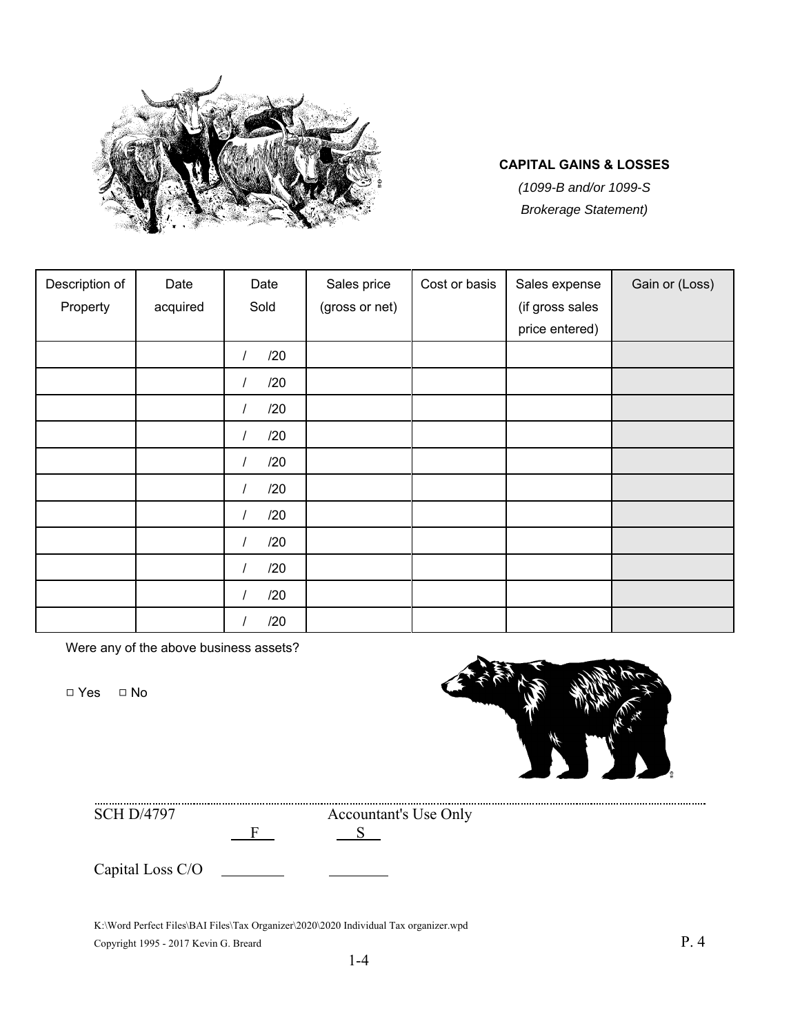**CAPITAL GAINS & LOSSES**

*(1099-B and/or 1099-S*
*Brokerage Statement)*

| Description of Property | Date acquired | Date Sold | Sales price (gross or net) | Cost or basis | Sales expense (if gross sales price entered) | Gain or (Loss) |
|---|---|---|---|---|---|---|
| | | / /20 | | | | |
| | | / /20 | | | | |
| | | / /20 | | | | |
| | | / /20 | | | | |
| | | / /20 | | | | |
| | | / /20 | | | | |
| | | / /20 | | | | |
| | | / /20 | | | | |
| | | / /20 | | | | |
| | | / /20 | | | | |
| | | / /20 | | | | |

Were any of the above business assets?

□ Yes □ No

---

SCH D/4797 Accountant's Use Only

F S

Capital Loss C/O ________ ________

K:\Word Perfect Files\BAI Files\Tax Organizer\2020\2020 Individual Tax organizer.wpd
Copyright 1995 - 2017 Kevin G. Breard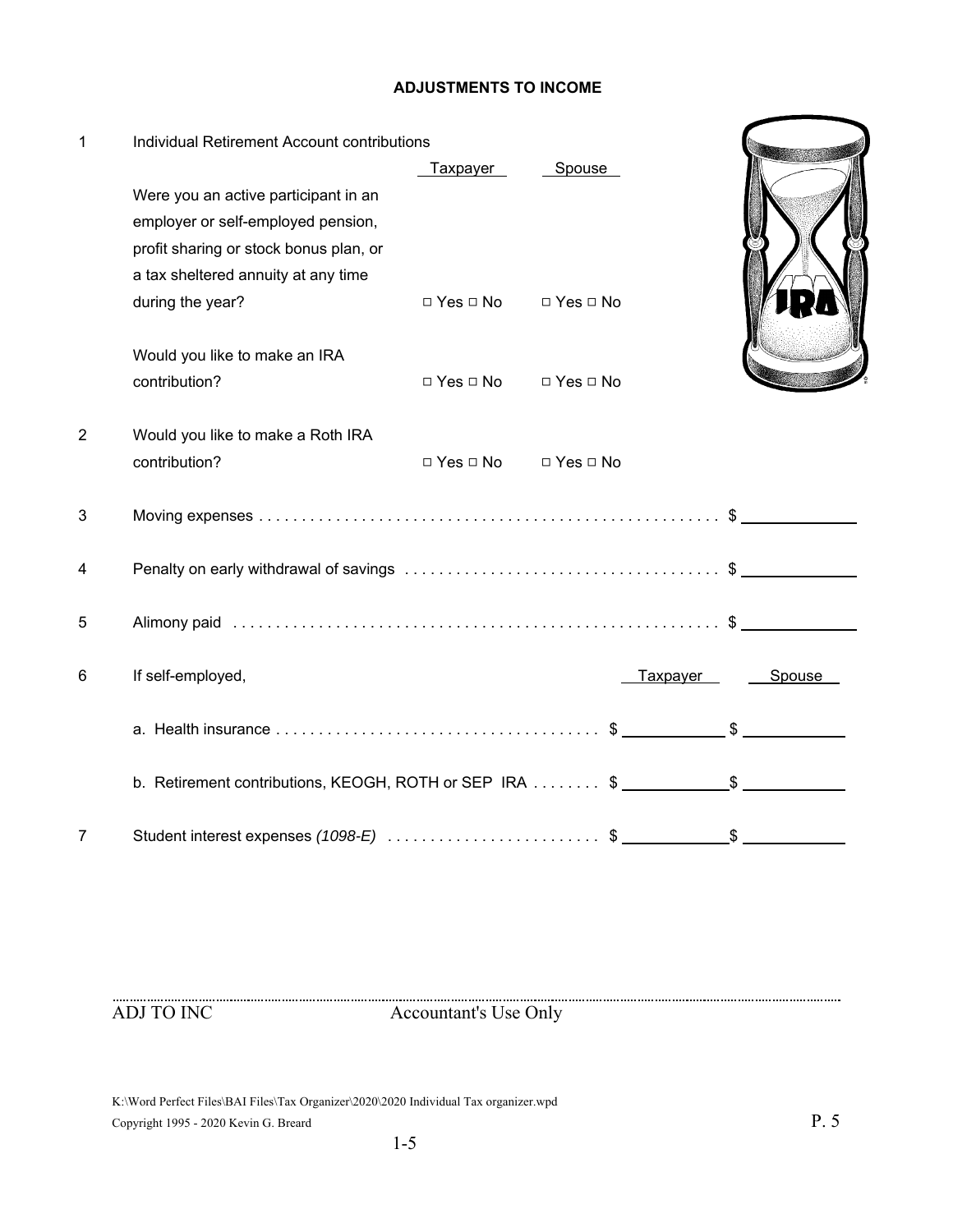## ADJUSTMENTS TO INCOME

| # | Item | Taxpayer | Spouse |
|---|---|---|---|
| 1 | Individual Retirement Account contributions | | |
| | Were you an active participant in an employer or self-employed pension, profit sharing or stock bonus plan, or a tax sheltered annuity at any time during the year? | □ Yes □ No | □ Yes □ No |
| | Would you like to make an IRA contribution? | □ Yes □ No | □ Yes □ No |
| 2 | Would you like to make a Roth IRA contribution? | □ Yes □ No | □ Yes □ No |

3 Moving expenses . . . . . . . . . . . . . . . . . . . . . . . . . . . . . . . . . . . . . . . . . . . . . . . . . . . . $ ____________

4 Penalty on early withdrawal of savings . . . . . . . . . . . . . . . . . . . . . . . . . . . . . . . . . . . $ ____________

5 Alimony paid . . . . . . . . . . . . . . . . . . . . . . . . . . . . . . . . . . . . . . . . . . . . . . . . . . . . . $ ____________

| # | Item | Taxpayer | Spouse |
|---|---|---|---|
| 6 | If self-employed, | | |
| | a. Health insurance | $ ____________ | $ ____________ |
| | b. Retirement contributions, KEOGH, ROTH or SEP IRA | $ ____________ | $ ____________ |
| 7 | Student interest expenses *(1098-E)* | $ ____________ | $ ____________ |

ADJ TO INC Accountant's Use Only

K:\Word Perfect Files\BAI Files\Tax Organizer\2020\2020 Individual Tax organizer.wpd
Copyright 1995 - 2020 Kevin G. Breard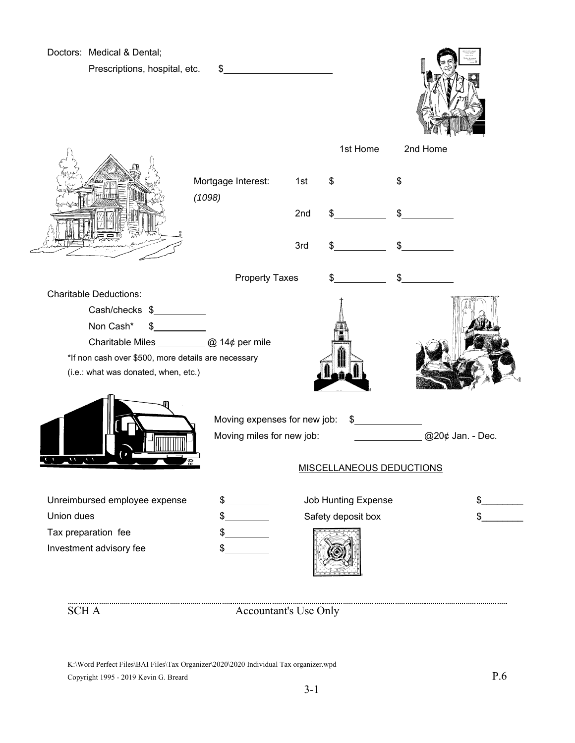Doctors: Medical & Dental;

Prescriptions, hospital, etc. $____________________

| | | 1st Home | 2nd Home |
|---|---|---|---|
| Mortgage Interest: *(1098)* | 1st | $__________ | $__________ |
| | 2nd | $__________ | $__________ |
| | 3rd | $__________ | $__________ |
| Property Taxes | | $__________ | $__________ |

Charitable Deductions:

Cash/checks $__________

Non Cash* $__________

Charitable Miles _________ @ 14¢ per mile

*If non cash over $500, more details are necessary

(i.e.: what was donated, when, etc.)

Moving expenses for new job: $____________

Moving miles for new job: ____________ @20¢ Jan. - Dec.

MISCELLANEOUS DEDUCTIONS

| | | | |
|---|---|---|---|
| Unreimbursed employee expense | $________ | Job Hunting Expense | $________ |
| Union dues | $________ | Safety deposit box | $________ |
| Tax preparation fee | $________ | | |
| Investment advisory fee | $________ | | |

SCH A Accountant's Use Only

K:\Word Perfect Files\BAI Files\Tax Organizer\2020\2020 Individual Tax organizer.wpd

Copyright 1995 - 2019 Kevin G. Breard

P.6

3-1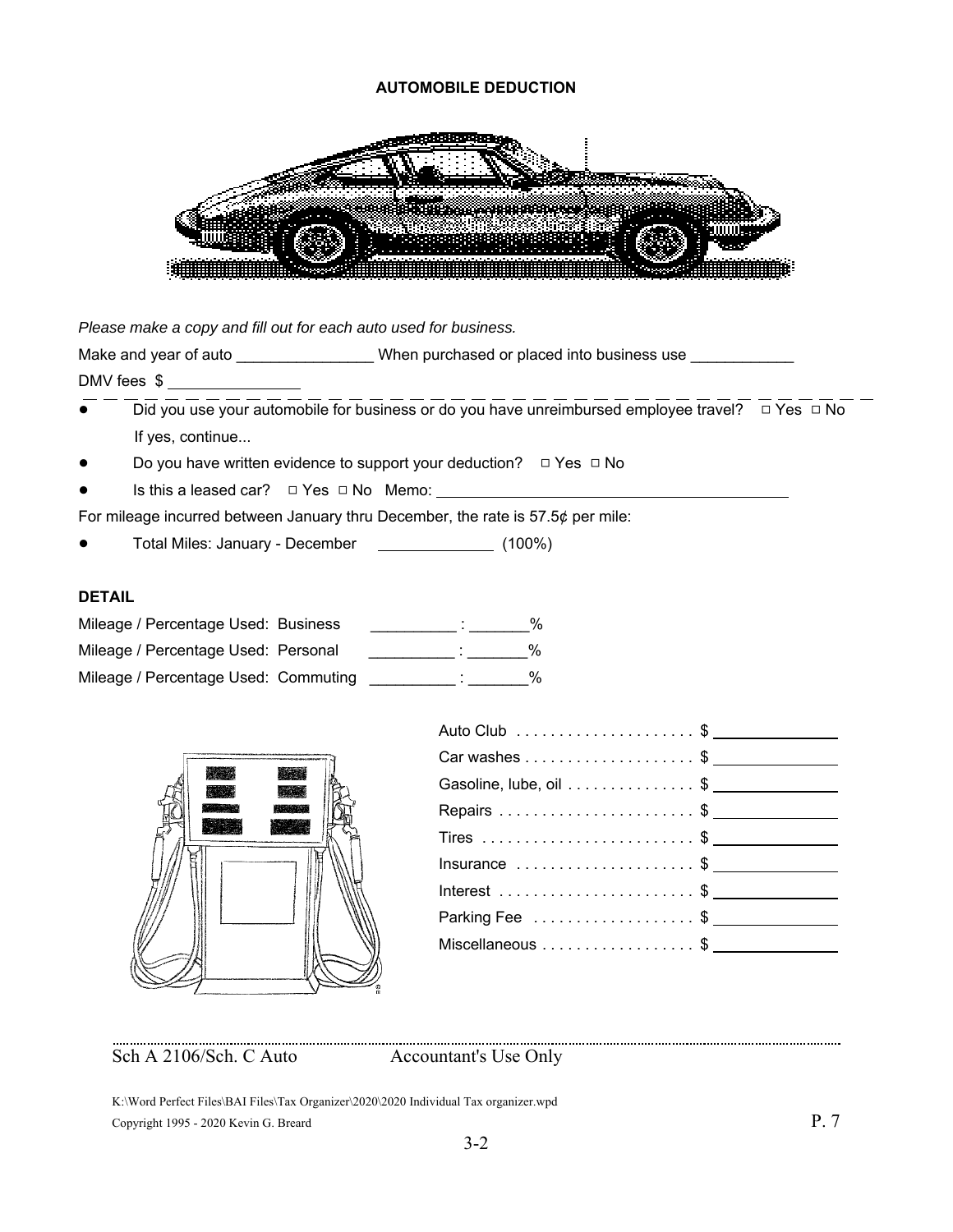# AUTOMOBILE DEDUCTION

*Please make a copy and fill out for each auto used for business.*

Make and year of auto ________________ When purchased or placed into business use ____________

DMV fees $ _______________

- Did you use your automobile for business or do you have unreimbursed employee travel? ☐ Yes ☐ No
  If yes, continue...
- Do you have written evidence to support your deduction? ☐ Yes ☐ No
- Is this a leased car? ☐ Yes ☐ No Memo: ________________________________________

For mileage incurred between January thru December, the rate is 57.5¢ per mile:

- Total Miles: January - December _____________ (100%)

**DETAIL**

Mileage / Percentage Used: Business __________ : _______%

Mileage / Percentage Used: Personal __________ : _______%

Mileage / Percentage Used: Commuting __________ : _______%

| | |
|---|---|
| Auto Club | $ ______________ |
| Car washes | $ ______________ |
| Gasoline, lube, oil | $ ______________ |
| Repairs | $ ______________ |
| Tires | $ ______________ |
| Insurance | $ ______________ |
| Interest | $ ______________ |
| Parking Fee | $ ______________ |
| Miscellaneous | $ ______________ |

Sch A 2106/Sch. C Auto Accountant's Use Only

K:\Word Perfect Files\BAI Files\Tax Organizer\2020\2020 Individual Tax organizer.wpd

Copyright 1995 - 2020 Kevin G. Breard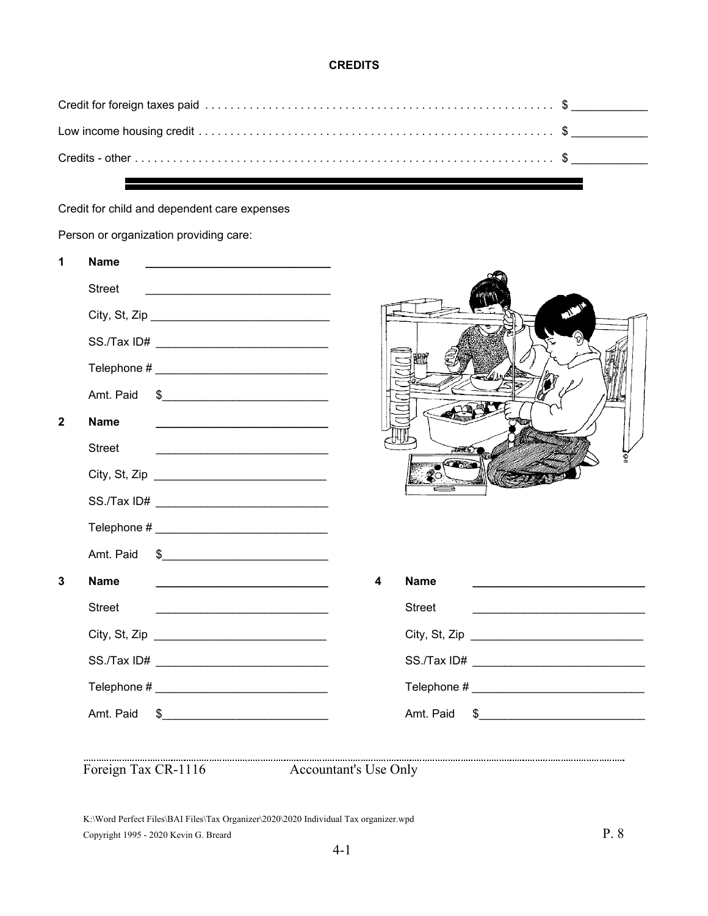## CREDITS

Credit for foreign taxes paid . . . . . . . . . . . . . . . . . . . . . . . . . . . . . . . . . . . . . . . . . . . . . . . . . . . . . . $ ___________

Low income housing credit . . . . . . . . . . . . . . . . . . . . . . . . . . . . . . . . . . . . . . . . . . . . . . . . . . . . . . . . $ ___________

Credits - other . . . . . . . . . . . . . . . . . . . . . . . . . . . . . . . . . . . . . . . . . . . . . . . . . . . . . . . . . . . . . . . . . $ ___________

---

Credit for child and dependent care expenses

Person or organization providing care:

**1** **Name** ____________________________

Street ____________________________

City, St, Zip ____________________________

SS./Tax ID# ____________________________

Telephone # ____________________________

Amt. Paid $____________________________

**2** **Name** ____________________________

Street ____________________________

City, St, Zip ____________________________

SS./Tax ID# ____________________________

Telephone # ____________________________

Amt. Paid $____________________________

**3** **Name** ____________________________

Street ____________________________

City, St, Zip ____________________________

SS./Tax ID# ____________________________

Telephone # ____________________________

Amt. Paid $____________________________

**4** **Name** ____________________________

Street ____________________________

City, St, Zip ____________________________

SS./Tax ID# ____________________________

Telephone # ____________________________

Amt. Paid $____________________________

---

Foreign Tax CR-1116 Accountant's Use Only

K:\Word Perfect Files\BAI Files\Tax Organizer\2020\2020 Individual Tax organizer.wpd

Copyright 1995 - 2020 Kevin G. Breard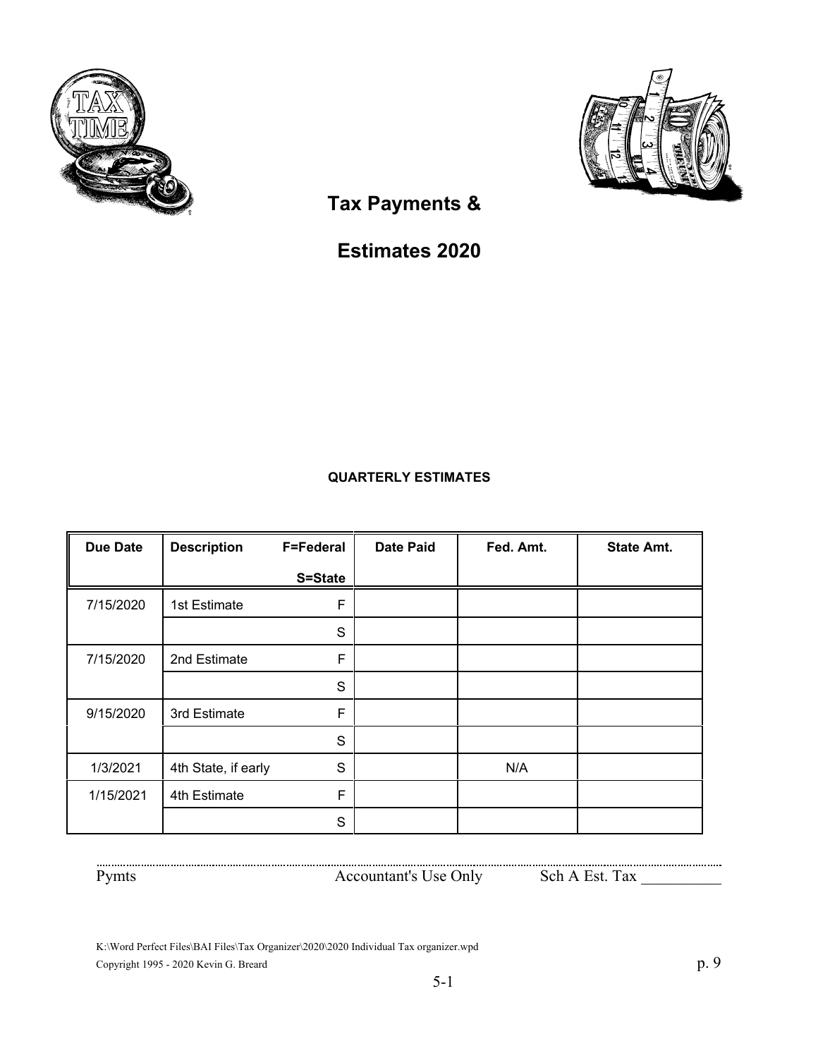# Tax Payments &

# Estimates 2020

**QUARTERLY ESTIMATES**

| Due Date | Description | F=Federal S=State | Date Paid | Fed. Amt. | State Amt. |
|---|---|---|---|---|---|
| 7/15/2020 | 1st Estimate | F | | | |
| | | S | | | |
| 7/15/2020 | 2nd Estimate | F | | | |
| | | S | | | |
| 9/15/2020 | 3rd Estimate | F | | | |
| | | S | | | |
| 1/3/2021 | 4th State, if early | S | | N/A | |
| 1/15/2021 | 4th Estimate | F | | | |
| | | S | | | |

Pymts Accountant's Use Only Sch A Est. Tax __________

K:\Word Perfect Files\BAI Files\Tax Organizer\2020\2020 Individual Tax organizer.wpd

Copyright 1995 - 2020 Kevin G. Breard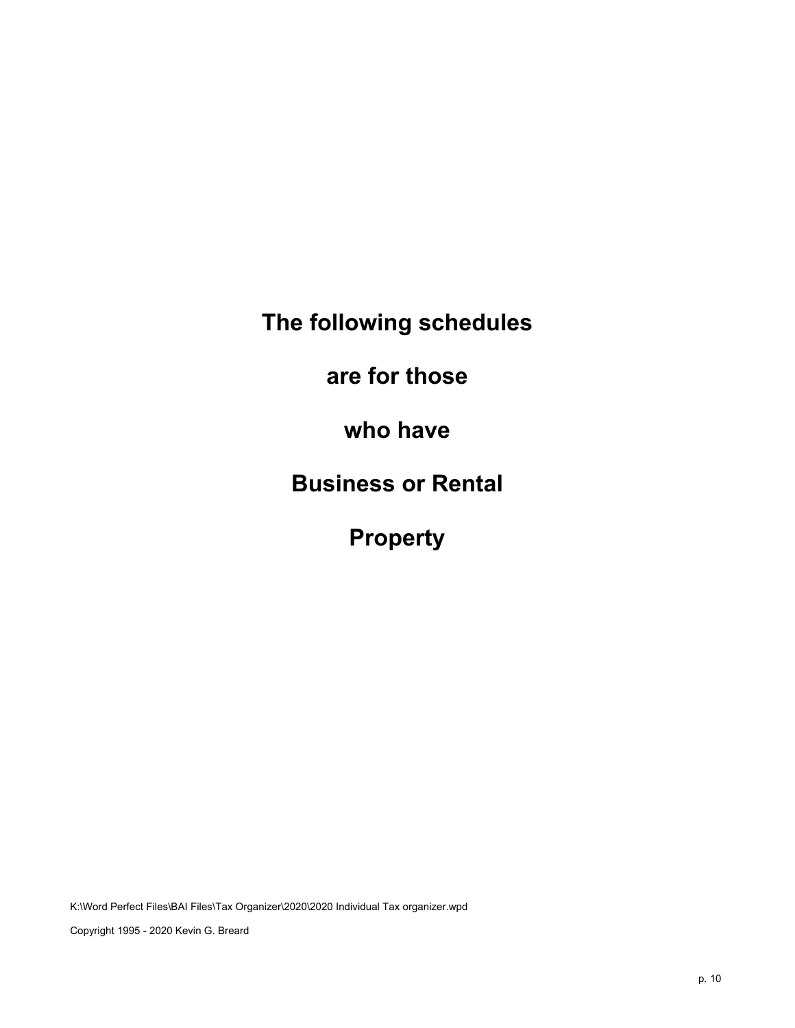# The following schedules are for those who have Business or Rental Property

K:\Word Perfect Files\BAI Files\Tax Organizer\2020\2020 Individual Tax organizer.wpd

Copyright 1995 - 2020 Kevin G. Breard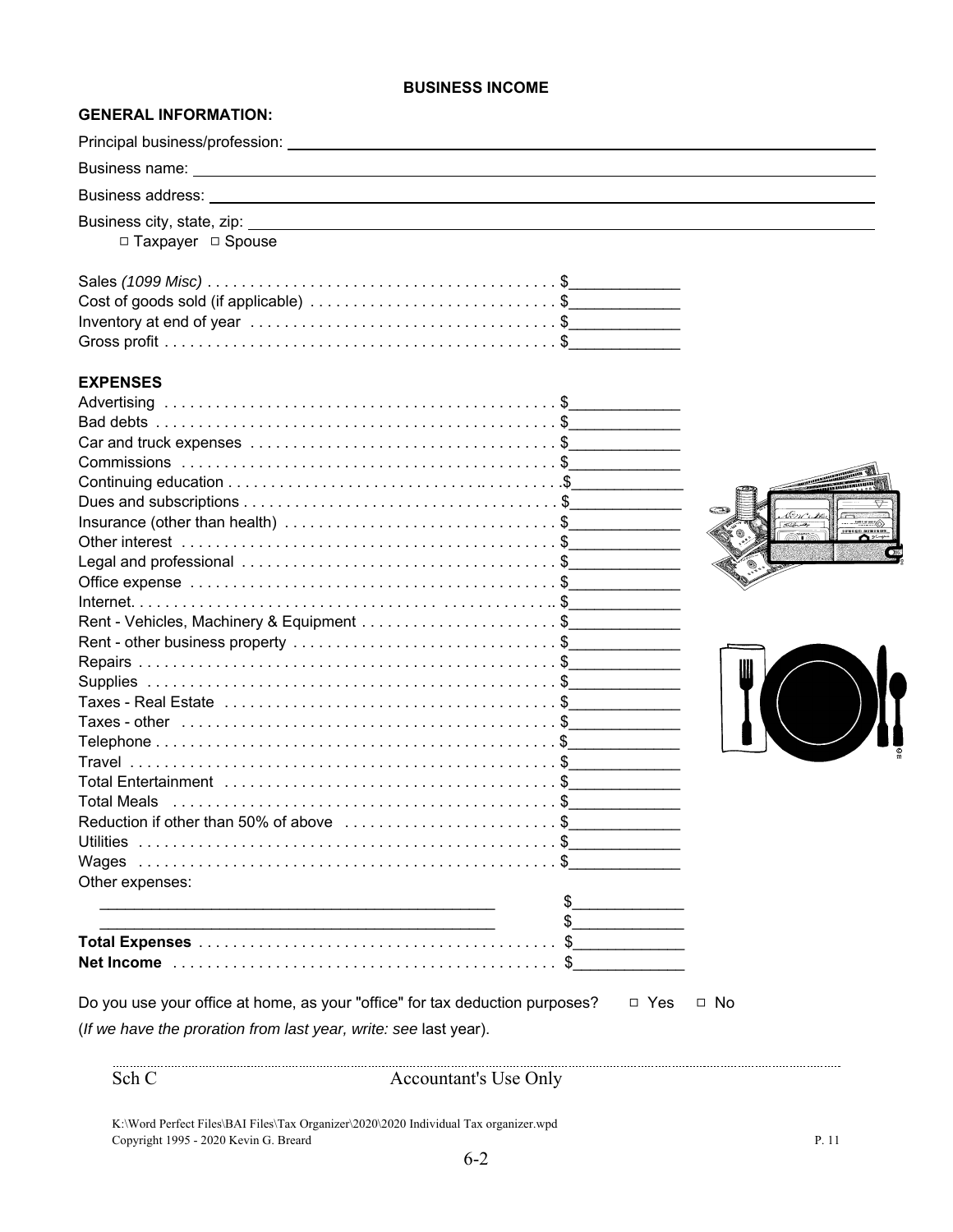**BUSINESS INCOME**

**GENERAL INFORMATION:**

Principal business/profession: ______________________________

Business name: ______________________________

Business address: ______________________________

Business city, state, zip: ______________________________

□ Taxpayer □ Spouse

| | |
|---|---|
| Sales *(1099 Misc)* | $__________ |
| Cost of goods sold (if applicable) | $__________ |
| Inventory at end of year | $__________ |
| Gross profit | $__________ |

**EXPENSES**

| | |
|---|---|
| Advertising | $__________ |
| Bad debts | $__________ |
| Car and truck expenses | $__________ |
| Commissions | $__________ |
| Continuing education | $__________ |
| Dues and subscriptions | $__________ |
| Insurance (other than health) | $__________ |
| Other interest | $__________ |
| Legal and professional | $__________ |
| Office expense | $__________ |
| Internet | $__________ |
| Rent - Vehicles, Machinery & Equipment | $__________ |
| Rent - other business property | $__________ |
| Repairs | $__________ |
| Supplies | $__________ |
| Taxes - Real Estate | $__________ |
| Taxes - other | $__________ |
| Telephone | $__________ |
| Travel | $__________ |
| Total Entertainment | $__________ |
| Total Meals | $__________ |
| Reduction if other than 50% of above | $__________ |
| Utilities | $__________ |
| Wages | $__________ |
| Other expenses: | |
| ______________________________ | $__________ |
| ______________________________ | $__________ |
| **Total Expenses** | $__________ |
| **Net Income** | $__________ |

Do you use your office at home, as your "office" for tax deduction purposes? □ Yes □ No

(*If we have the proration from last year, write: see* last year).

Sch C Accountant's Use Only

K:\Word Perfect Files\BAI Files\Tax Organizer\2020\2020 Individual Tax organizer.wpd
Copyright 1995 - 2020 Kevin G. Breard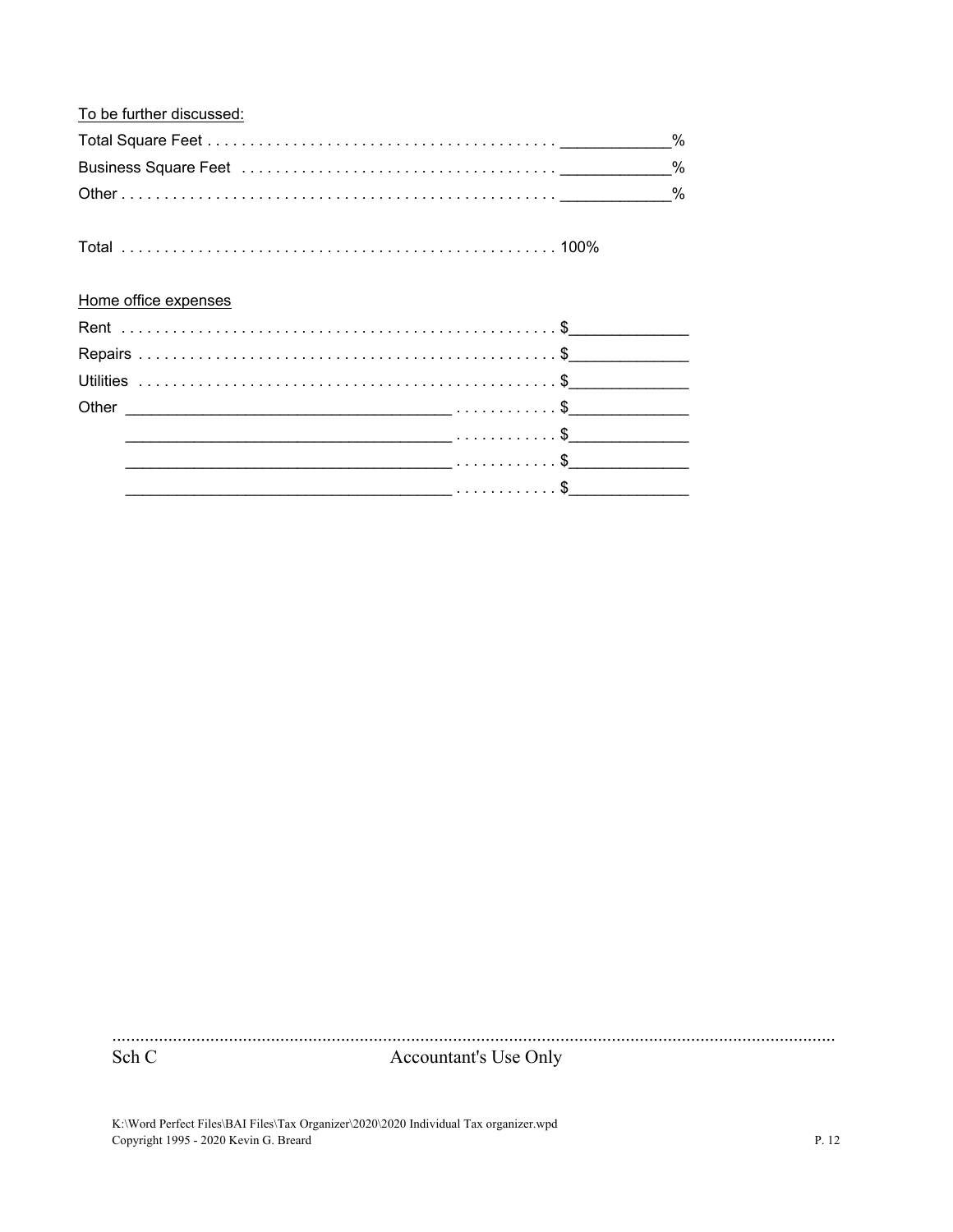To be further discussed:

Total Square Feet . . . . . . . . . . . . . . . . . . . . . . . . . . . . . . . . . . . . . . . . ____________%

Business Square Feet . . . . . . . . . . . . . . . . . . . . . . . . . . . . . . . . . . . ____________%

Other . . . . . . . . . . . . . . . . . . . . . . . . . . . . . . . . . . . . . . . . . . . . . . . . ____________%

Total . . . . . . . . . . . . . . . . . . . . . . . . . . . . . . . . . . . . . . . . . . . . . . . . . 100%

Home office expenses

Rent . . . . . . . . . . . . . . . . . . . . . . . . . . . . . . . . . . . . . . . . . . . . . . . . . $_____________

Repairs . . . . . . . . . . . . . . . . . . . . . . . . . . . . . . . . . . . . . . . . . . . . . . $_____________

Utilities . . . . . . . . . . . . . . . . . . . . . . . . . . . . . . . . . . . . . . . . . . . . . . $_____________

Other ____________________________________ . . . . . . . . . . . $_____________

____________________________________ . . . . . . . . . . . $_____________

____________________________________ . . . . . . . . . . . $_____________

____________________________________ . . . . . . . . . . . $_____________

Sch C Accountant's Use Only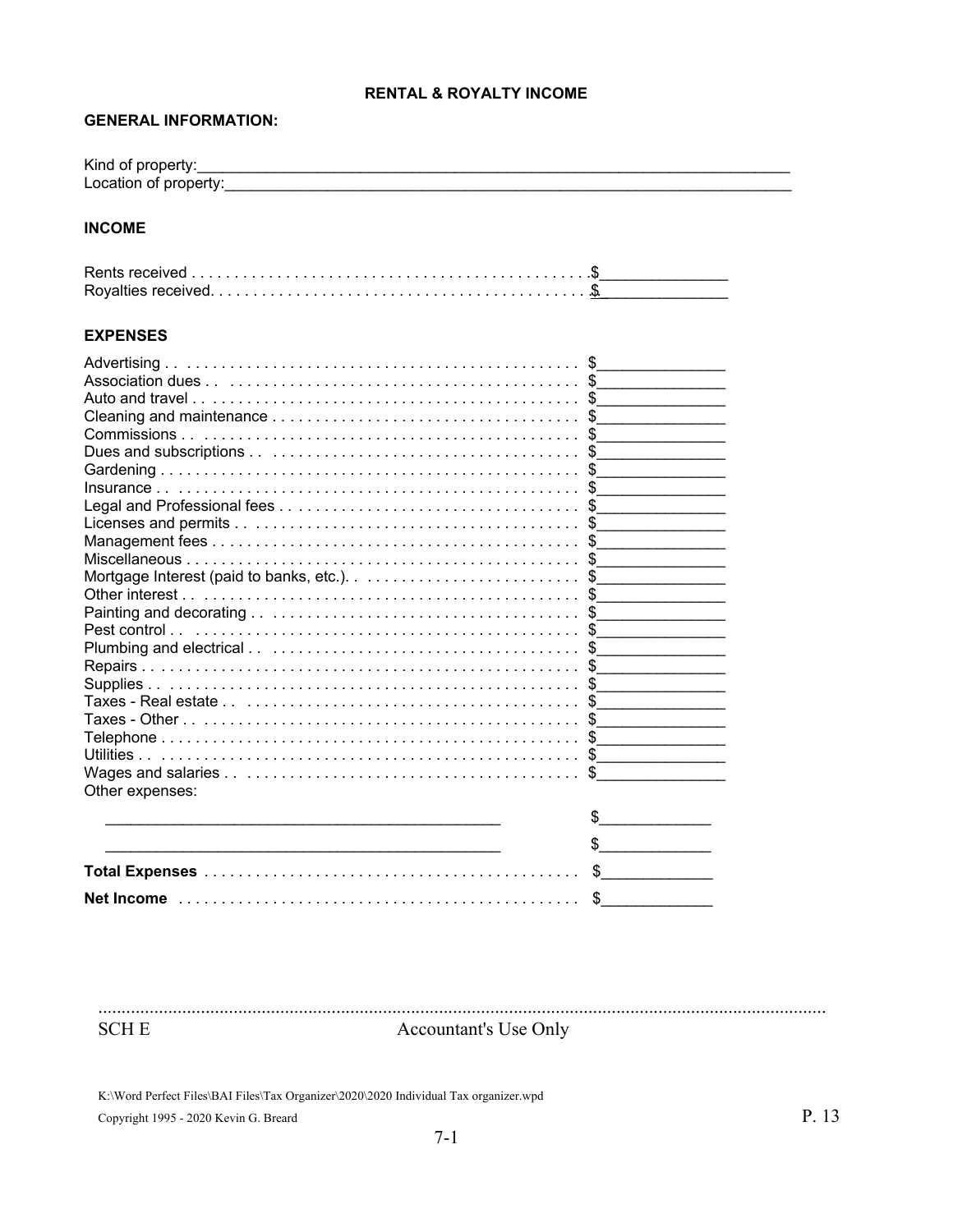# RENTAL & ROYALTY INCOME

**GENERAL INFORMATION:**

Kind of property:_______________________________________________

Location of property:_______________________________________________

**INCOME**

| | |
|---|---|
| Rents received | $______________ |
| Royalties received | $______________ |

**EXPENSES**

| | |
|---|---|
| Advertising | $______________ |
| Association dues | $______________ |
| Auto and travel | $______________ |
| Cleaning and maintenance | $______________ |
| Commissions | $______________ |
| Dues and subscriptions | $______________ |
| Gardening | $______________ |
| Insurance | $______________ |
| Legal and Professional fees | $______________ |
| Licenses and permits | $______________ |
| Management fees | $______________ |
| Miscellaneous | $______________ |
| Mortgage Interest (paid to banks, etc.) | $______________ |
| Other interest | $______________ |
| Painting and decorating | $______________ |
| Pest control | $______________ |
| Plumbing and electrical | $______________ |
| Repairs | $______________ |
| Supplies | $______________ |
| Taxes - Real estate | $______________ |
| Taxes - Other | $______________ |
| Telephone | $______________ |
| Utilities | $______________ |
| Wages and salaries | $______________ |
| Other expenses: | |
| ______________________________________ | $____________ |
| ______________________________________ | $____________ |
| **Total Expenses** | $____________ |
| **Net Income** | $____________ |

SCH E Accountant's Use Only

K:\Word Perfect Files\BAI Files\Tax Organizer\2020\2020 Individual Tax organizer.wpd

Copyright 1995 - 2020 Kevin G. Breard

7-1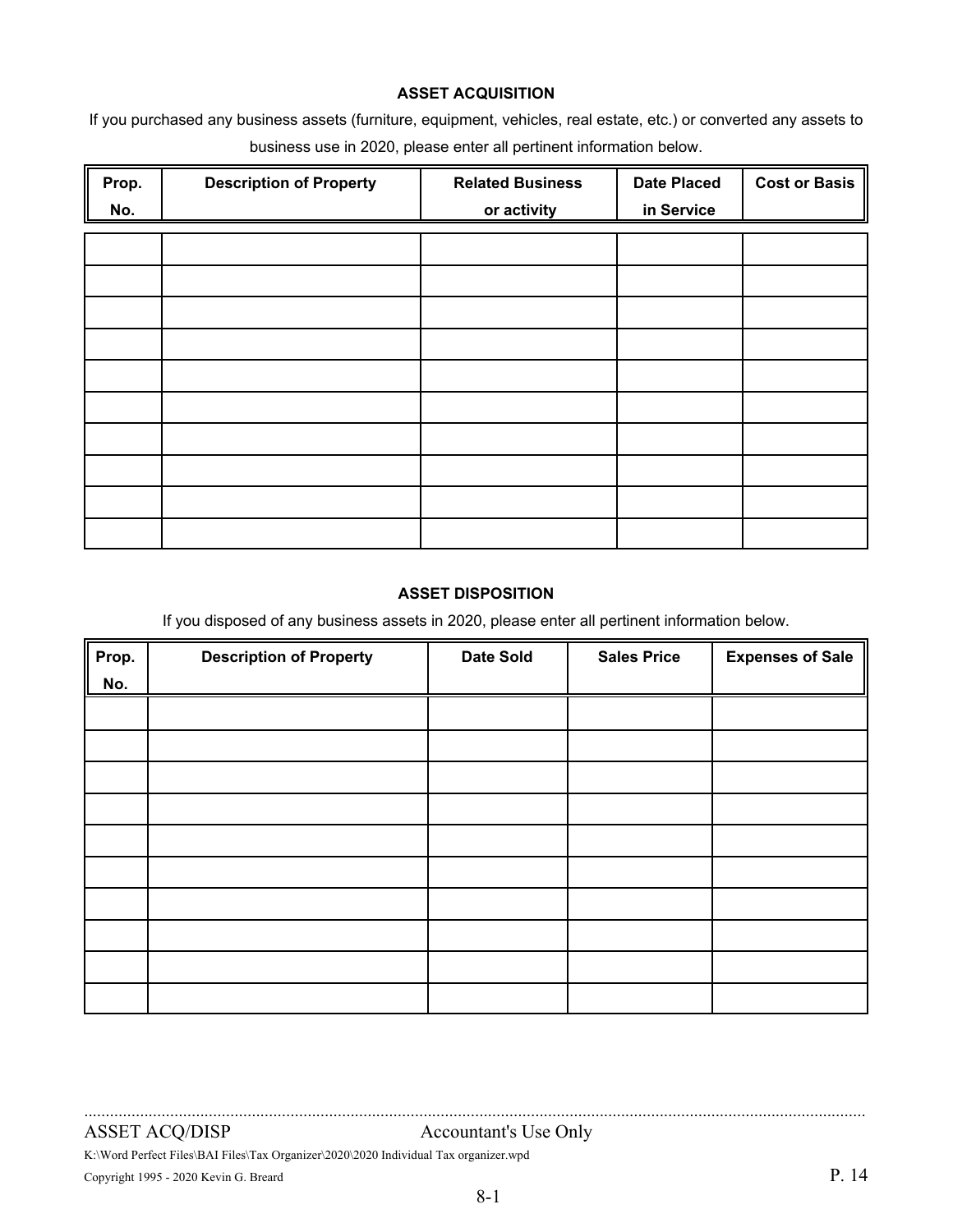## ASSET ACQUISITION

If you purchased any business assets (furniture, equipment, vehicles, real estate, etc.) or converted any assets to business use in 2020, please enter all pertinent information below.

| Prop. No. | Description of Property | Related Business or activity | Date Placed in Service | Cost or Basis |
|---|---|---|---|---|
| | | | | |
| | | | | |
| | | | | |
| | | | | |
| | | | | |
| | | | | |
| | | | | |
| | | | | |
| | | | | |
| | | | | |

## ASSET DISPOSITION

If you disposed of any business assets in 2020, please enter all pertinent information below.

| Prop. No. | Description of Property | Date Sold | Sales Price | Expenses of Sale |
|---|---|---|---|---|
| | | | | |
| | | | | |
| | | | | |
| | | | | |
| | | | | |
| | | | | |
| | | | | |
| | | | | |
| | | | | |
| | | | | |

ASSET ACQ/DISP Accountant's Use Only

K:\Word Perfect Files\BAI Files\Tax Organizer\2020\2020 Individual Tax organizer.wpd

Copyright 1995 - 2020 Kevin G. Breard